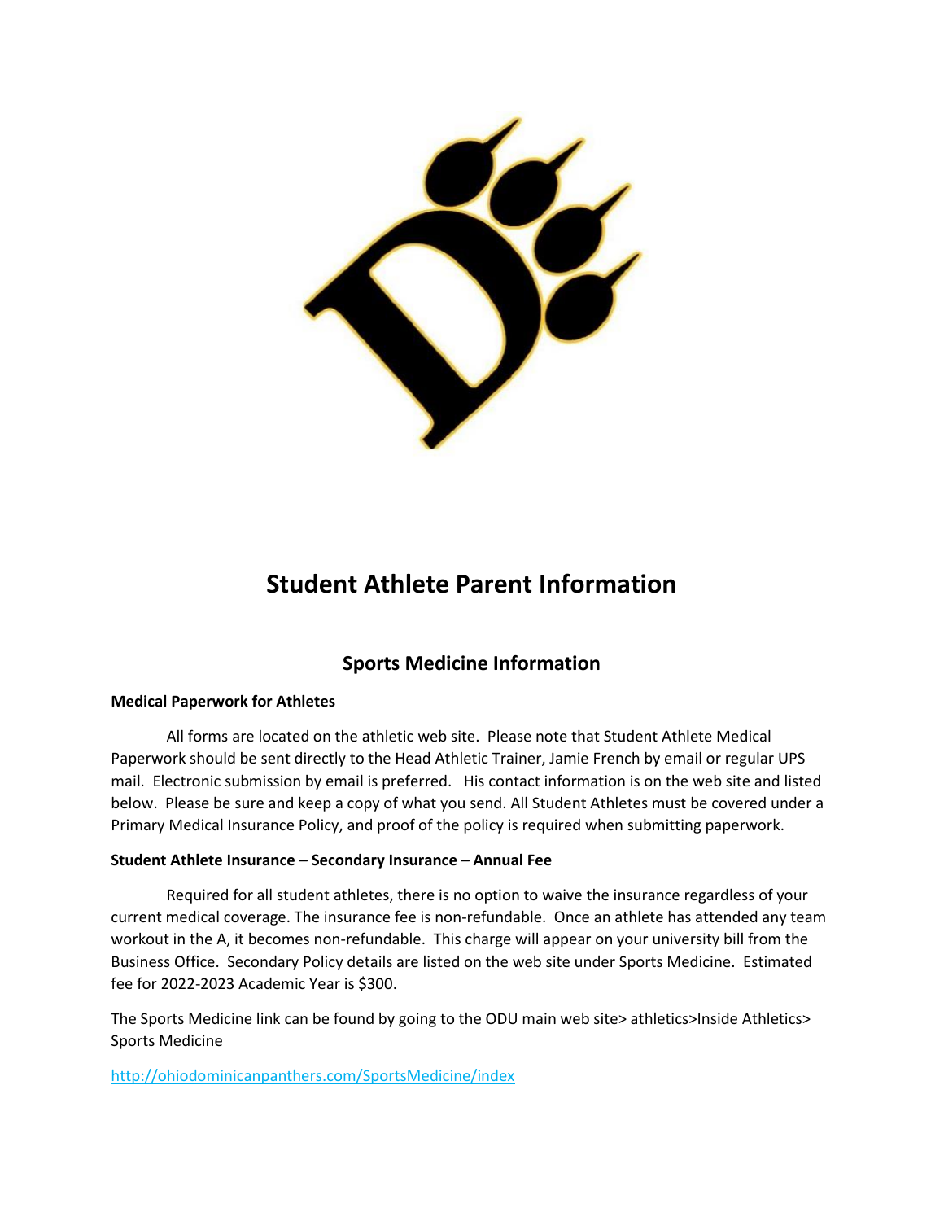# Student Athlete Parent Information

## Sports Medicine Information

**Medical Paperwork for Athletes**

All forms are located on the athletic web site. Please note that Student Athlete Medical Paperwork should be sent directly to the Head Athletic Trainer, Jamie French by email or regular UPS mail. Electronic submission by email is preferred. His contact information is on the web site and listed below. Please be sure and keep a copy of what you send. All Student Athletes must be covered under a Primary Medical Insurance Policy, and proof of the policy is required when submitting paperwork.

**Student Athlete Insurance – Secondary Insurance – Annual Fee**

Required for all student athletes, there is no option to waive the insurance regardless of your current medical coverage. The insurance fee is non-refundable. Once an athlete has attended any team workout in the A, it becomes non-refundable. This charge will appear on your university bill from the Business Office. Secondary Policy details are listed on the web site under Sports Medicine. Estimated fee for 2022-2023 Academic Year is $300.

The Sports Medicine link can be found by going to the ODU main web site> athletics>Inside Athletics> Sports Medicine

http://ohiodominicanpanthers.com/SportsMedicine/index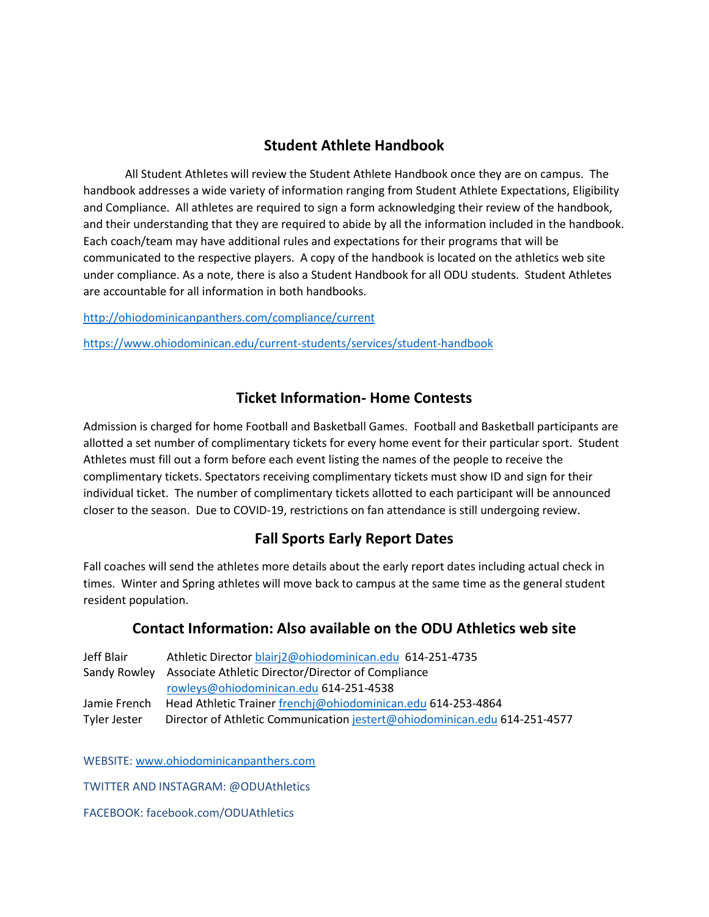## Student Athlete Handbook

All Student Athletes will review the Student Athlete Handbook once they are on campus. The handbook addresses a wide variety of information ranging from Student Athlete Expectations, Eligibility and Compliance. All athletes are required to sign a form acknowledging their review of the handbook, and their understanding that they are required to abide by all the information included in the handbook. Each coach/team may have additional rules and expectations for their programs that will be communicated to the respective players. A copy of the handbook is located on the athletics web site under compliance. As a note, there is also a Student Handbook for all ODU students. Student Athletes are accountable for all information in both handbooks.

http://ohiodominicanpanthers.com/compliance/current

https://www.ohiodominican.edu/current-students/services/student-handbook

## Ticket Information- Home Contests

Admission is charged for home Football and Basketball Games. Football and Basketball participants are allotted a set number of complimentary tickets for every home event for their particular sport. Student Athletes must fill out a form before each event listing the names of the people to receive the complimentary tickets. Spectators receiving complimentary tickets must show ID and sign for their individual ticket. The number of complimentary tickets allotted to each participant will be announced closer to the season. Due to COVID-19, restrictions on fan attendance is still undergoing review.

## Fall Sports Early Report Dates

Fall coaches will send the athletes more details about the early report dates including actual check in times. Winter and Spring athletes will move back to campus at the same time as the general student resident population.

## Contact Information: Also available on the ODU Athletics web site

| | |
|---|---|
| Jeff Blair | Athletic Director blairj2@ohiodominican.edu 614-251-4735 |
| Sandy Rowley | Associate Athletic Director/Director of Compliance rowleys@ohiodominican.edu 614-251-4538 |
| Jamie French | Head Athletic Trainer frenchj@ohiodominican.edu 614-253-4864 |
| Tyler Jester | Director of Athletic Communication jestert@ohiodominican.edu 614-251-4577 |

WEBSITE: www.ohiodominicanpanthers.com

TWITTER AND INSTAGRAM: @ODUAthletics

FACEBOOK: facebook.com/ODUAthletics